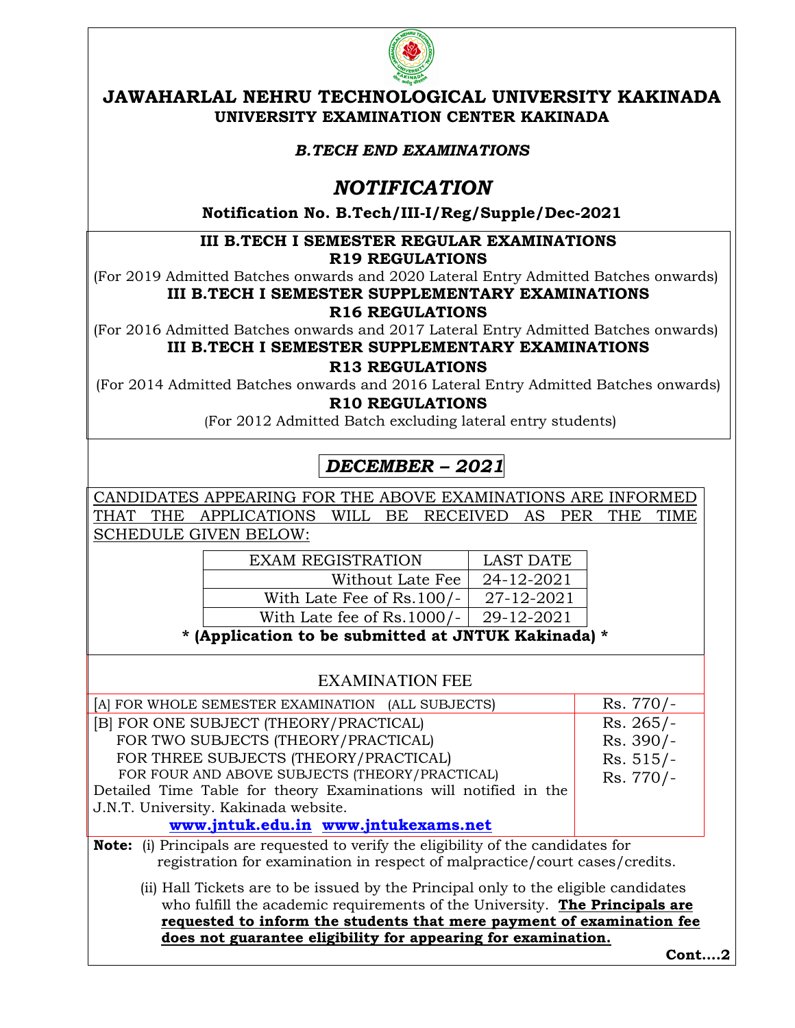# JAWAHARLAL NEHRU TECHNOLOGICAL UNIVERSITY KAKINADA

## UNIVERSITY EXAMINATION CENTER KAKINADA

***B.TECH END EXAMINATIONS***

# *NOTIFICATION*

**Notification No. B.Tech/III-I/Reg/Supple/Dec-2021**

**III B.TECH I SEMESTER REGULAR EXAMINATIONS**
**R19 REGULATIONS**
(For 2019 Admitted Batches onwards and 2020 Lateral Entry Admitted Batches onwards)

**III B.TECH I SEMESTER SUPPLEMENTARY EXAMINATIONS**
**R16 REGULATIONS**
(For 2016 Admitted Batches onwards and 2017 Lateral Entry Admitted Batches onwards)

**III B.TECH I SEMESTER SUPPLEMENTARY EXAMINATIONS**
**R13 REGULATIONS**
(For 2014 Admitted Batches onwards and 2016 Lateral Entry Admitted Batches onwards)

**R10 REGULATIONS**
(For 2012 Admitted Batch excluding lateral entry students)

## ***DECEMBER – 2021***

CANDIDATES APPEARING FOR THE ABOVE EXAMINATIONS ARE INFORMED THAT THE APPLICATIONS WILL BE RECEIVED AS PER THE TIME SCHEDULE GIVEN BELOW:

| EXAM REGISTRATION | LAST DATE |
|---|---|
| Without Late Fee | 24-12-2021 |
| With Late Fee of Rs.100/- | 27-12-2021 |
| With Late fee of Rs.1000/- | 29-12-2021 |

**\* (Application to be submitted at JNTUK Kakinada) \***

EXAMINATION FEE

| | |
|---|---|
| [A] FOR WHOLE SEMESTER EXAMINATION (ALL SUBJECTS) | Rs. 770/- |
| [B] FOR ONE SUBJECT (THEORY/PRACTICAL) | Rs. 265/- |
| FOR TWO SUBJECTS (THEORY/PRACTICAL) | Rs. 390/- |
| FOR THREE SUBJECTS (THEORY/PRACTICAL) | Rs. 515/- |
| FOR FOUR AND ABOVE SUBJECTS (THEORY/PRACTICAL) | Rs. 770/- |

Detailed Time Table for theory Examinations will notified in the J.N.T. University. Kakinada website.

**www.jntuk.edu.in** **www.jntukexams.net**

**Note:** (i) Principals are requested to verify the eligibility of the candidates for registration for examination in respect of malpractice/court cases/credits.

(ii) Hall Tickets are to be issued by the Principal only to the eligible candidates who fulfill the academic requirements of the University. **The Principals are requested to inform the students that mere payment of examination fee does not guarantee eligibility for appearing for examination.**

**Cont….2**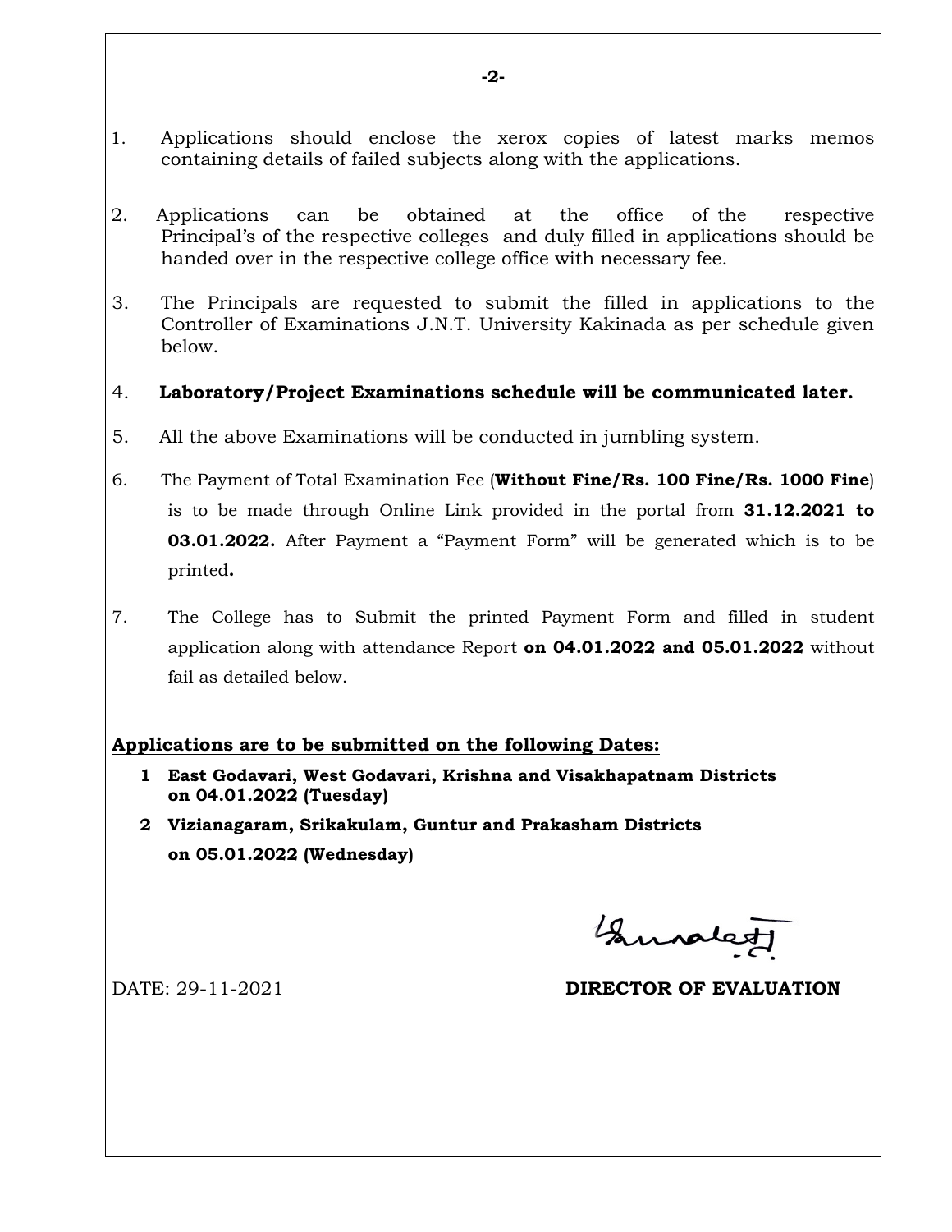1. Applications should enclose the xerox copies of latest marks memos containing details of failed subjects along with the applications.

2. Applications can be obtained at the office of the respective Principal's of the respective colleges and duly filled in applications should be handed over in the respective college office with necessary fee.

3. The Principals are requested to submit the filled in applications to the Controller of Examinations J.N.T. University Kakinada as per schedule given below.

4. **Laboratory/Project Examinations schedule will be communicated later.**

5. All the above Examinations will be conducted in jumbling system.

6. The Payment of Total Examination Fee (**Without Fine/Rs. 100 Fine/Rs. 1000 Fine**) is to be made through Online Link provided in the portal from **31.12.2021 to 03.01.2022.** After Payment a "Payment Form" will be generated which is to be printed**.**

7. The College has to Submit the printed Payment Form and filled in student application along with attendance Report **on 04.01.2022 and 05.01.2022** without fail as detailed below.

**<u>Applications are to be submitted on the following Dates:</u>**

1. **East Godavari, West Godavari, Krishna and Visakhapatnam Districts on 04.01.2022 (Tuesday)**
2. **Vizianagaram, Srikakulam, Guntur and Prakasham Districts on 05.01.2022 (Wednesday)**

DATE: 29-11-2021

**DIRECTOR OF EVALUATION**